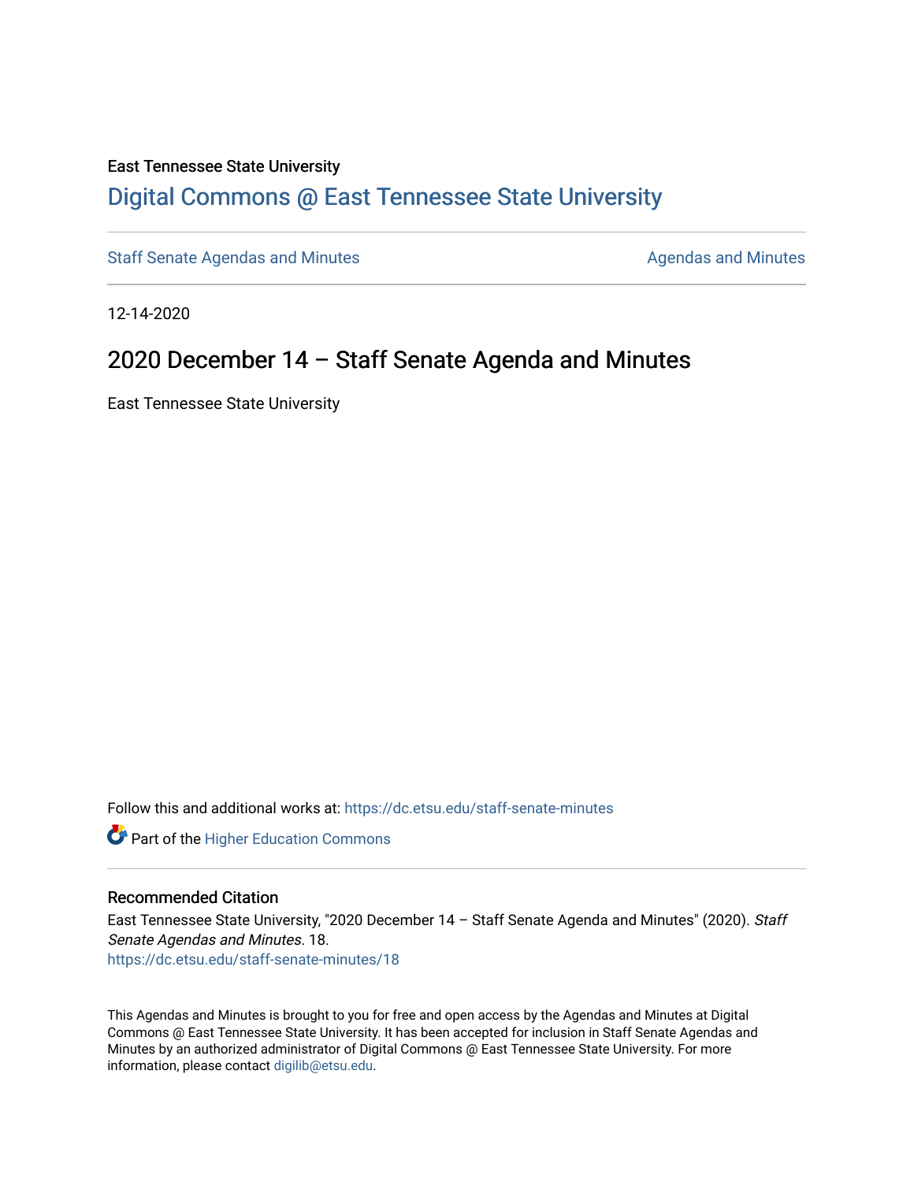East Tennessee State University

# Digital Commons @ East Tennessee State University

Staff Senate Agendas and Minutes | Agendas and Minutes

12-14-2020

## 2020 December 14 – Staff Senate Agenda and Minutes

East Tennessee State University

Follow this and additional works at: https://dc.etsu.edu/staff-senate-minutes

Part of the Higher Education Commons

### Recommended Citation

East Tennessee State University, "2020 December 14 – Staff Senate Agenda and Minutes" (2020). *Staff Senate Agendas and Minutes*. 18.
https://dc.etsu.edu/staff-senate-minutes/18

This Agendas and Minutes is brought to you for free and open access by the Agendas and Minutes at Digital Commons @ East Tennessee State University. It has been accepted for inclusion in Staff Senate Agendas and Minutes by an authorized administrator of Digital Commons @ East Tennessee State University. For more information, please contact digilib@etsu.edu.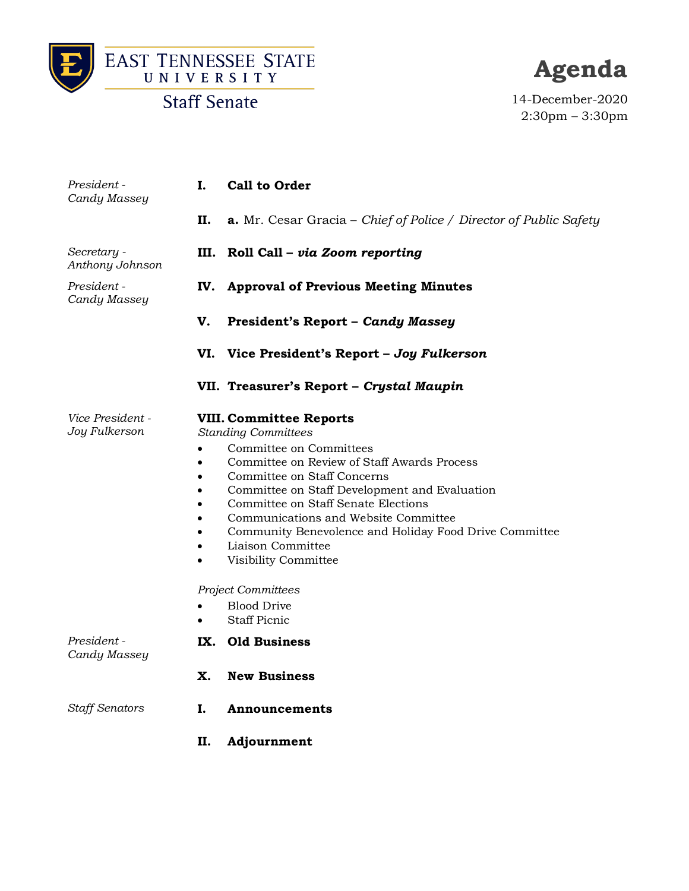East Tennessee State University

Staff Senate

# Agenda

14-December-2020
2:30pm – 2:30pm

*President - Candy Massey*

**I. Call to Order**

**II. a.** Mr. Cesar Gracia – *Chief of Police / Director of Public Safety*

*Secretary - Anthony Johnson*

**III. Roll Call – *via Zoom reporting***

*President - Candy Massey*

**IV. Approval of Previous Meeting Minutes**

**V. President's Report – *Candy Massey***

**VI. Vice President's Report – *Joy Fulkerson***

**VII. Treasurer's Report – *Crystal Maupin***

*Vice President - Joy Fulkerson*

**VIII. Committee Reports**

*Standing Committees*

- Committee on Committees
- Committee on Review of Staff Awards Process
- Committee on Staff Concerns
- Committee on Staff Development and Evaluation
- Committee on Staff Senate Elections
- Communications and Website Committee
- Community Benevolence and Holiday Food Drive Committee
- Liaison Committee
- Visibility Committee

*Project Committees*

- Blood Drive
- Staff Picnic

*President - Candy Massey*

**IX. Old Business**

**X. New Business**

*Staff Senators*

**I. Announcements**

**II. Adjournment**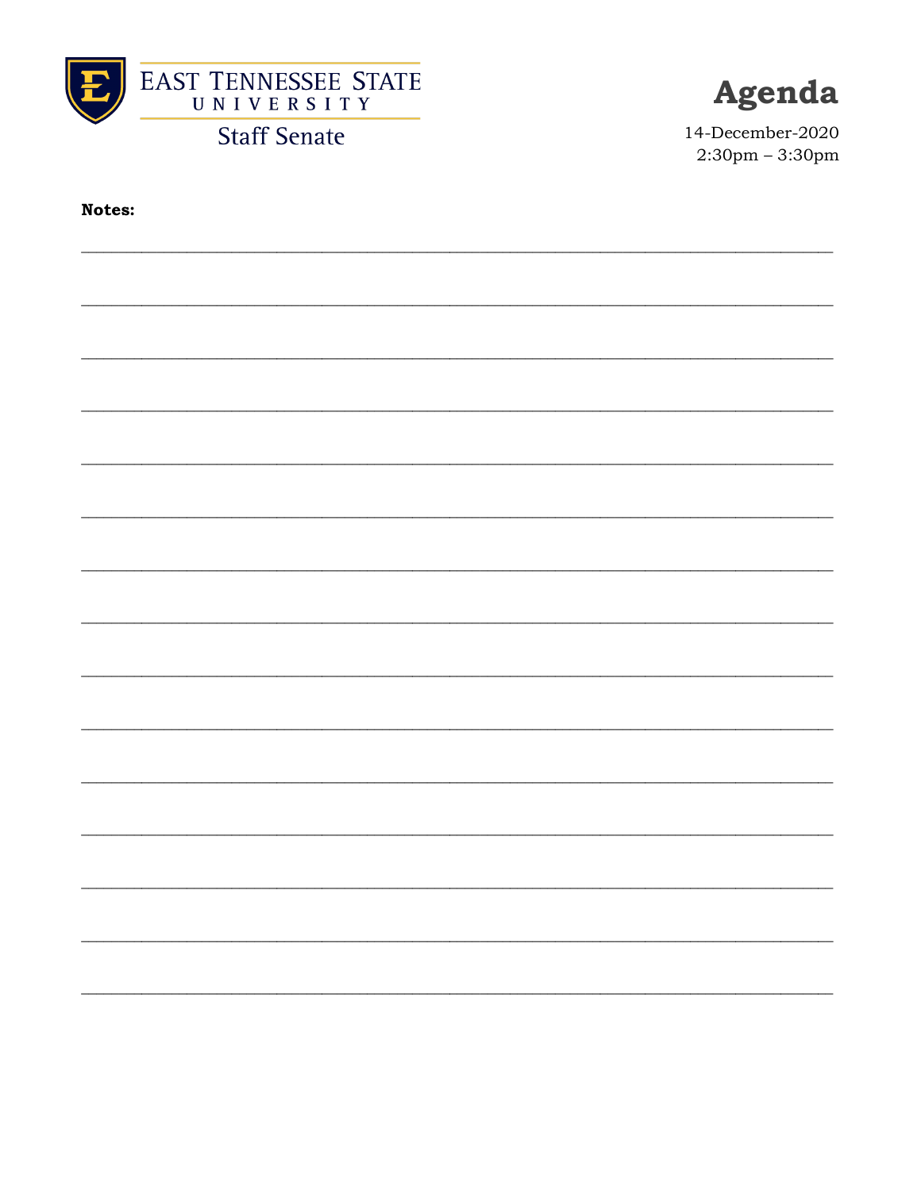East Tennessee State University
Staff Senate

# Agenda

14-December-2020
2:30pm – 3:30pm

**Notes:**

_______________________________________________________________________________

_______________________________________________________________________________

_______________________________________________________________________________

_______________________________________________________________________________

_______________________________________________________________________________

_______________________________________________________________________________

_______________________________________________________________________________

_______________________________________________________________________________

_______________________________________________________________________________

_______________________________________________________________________________

_______________________________________________________________________________

_______________________________________________________________________________

_______________________________________________________________________________

_______________________________________________________________________________

_______________________________________________________________________________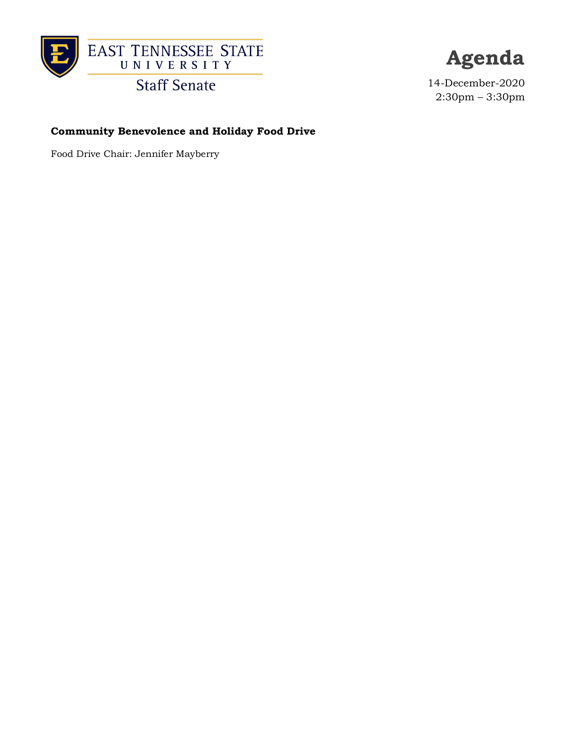East Tennessee State University
Staff Senate

# Agenda

14-December-2020
2:30pm – 3:30pm

**Community Benevolence and Holiday Food Drive**

Food Drive Chair: Jennifer Mayberry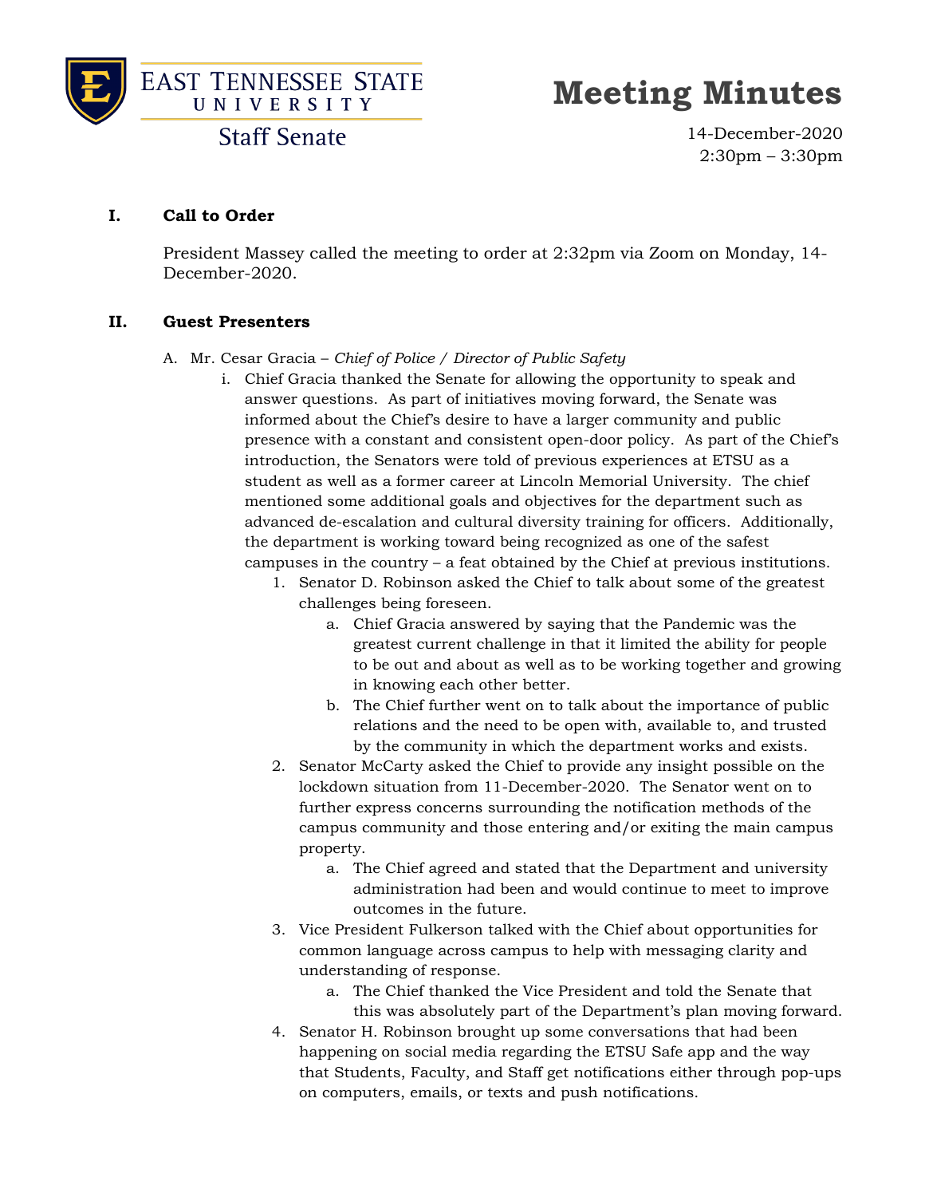**EAST TENNESSEE STATE UNIVERSITY**
**Staff Senate**

# Meeting Minutes

14-December-2020
2:30pm – 3:30pm

## I. Call to Order

President Massey called the meeting to order at 2:32pm via Zoom on Monday, 14-December-2020.

## II. Guest Presenters

A. Mr. Cesar Gracia – *Chief of Police / Director of Public Safety*

i. Chief Gracia thanked the Senate for allowing the opportunity to speak and answer questions. As part of initiatives moving forward, the Senate was informed about the Chief's desire to have a larger community and public presence with a constant and consistent open-door policy. As part of the Chief's introduction, the Senators were told of previous experiences at ETSU as a student as well as a former career at Lincoln Memorial University. The chief mentioned some additional goals and objectives for the department such as advanced de-escalation and cultural diversity training for officers. Additionally, the department is working toward being recognized as one of the safest campuses in the country – a feat obtained by the Chief at previous institutions.

1. Senator D. Robinson asked the Chief to talk about some of the greatest challenges being foreseen.
   a. Chief Gracia answered by saying that the Pandemic was the greatest current challenge in that it limited the ability for people to be out and about as well as to be working together and growing in knowing each other better.
   b. The Chief further went on to talk about the importance of public relations and the need to be open with, available to, and trusted by the community in which the department works and exists.
2. Senator McCarty asked the Chief to provide any insight possible on the lockdown situation from 11-December-2020. The Senator went on to further express concerns surrounding the notification methods of the campus community and those entering and/or exiting the main campus property.
   a. The Chief agreed and stated that the Department and university administration had been and would continue to meet to improve outcomes in the future.
3. Vice President Fulkerson talked with the Chief about opportunities for common language across campus to help with messaging clarity and understanding of response.
   a. The Chief thanked the Vice President and told the Senate that this was absolutely part of the Department's plan moving forward.
4. Senator H. Robinson brought up some conversations that had been happening on social media regarding the ETSU Safe app and the way that Students, Faculty, and Staff get notifications either through pop-ups on computers, emails, or texts and push notifications.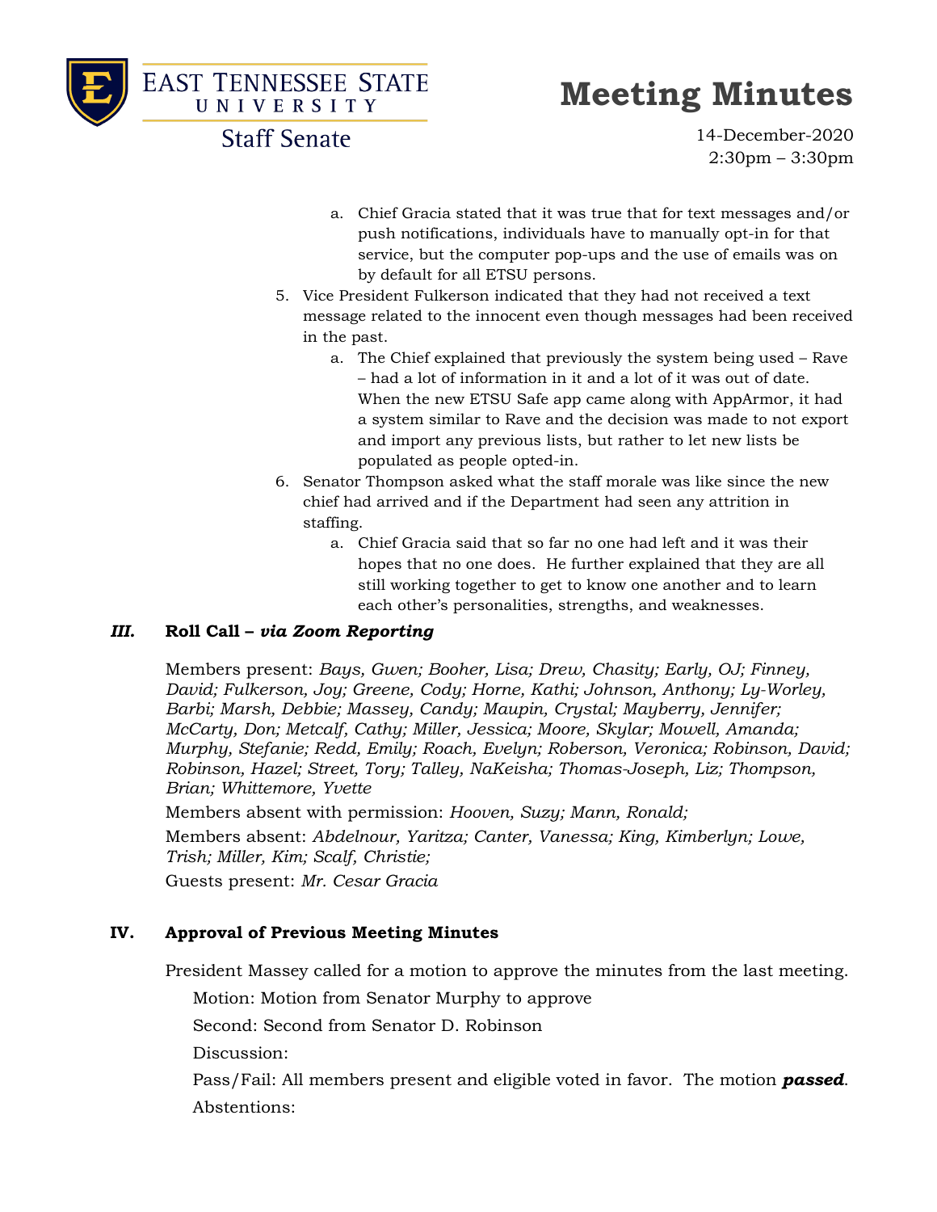a. Chief Gracia stated that it was true that for text messages and/or push notifications, individuals have to manually opt-in for that service, but the computer pop-ups and the use of emails was on by default for all ETSU persons.

5. Vice President Fulkerson indicated that they had not received a text message related to the innocent even though messages had been received in the past.
   a. The Chief explained that previously the system being used – Rave – had a lot of information in it and a lot of it was out of date. When the new ETSU Safe app came along with AppArmor, it had a system similar to Rave and the decision was made to not export and import any previous lists, but rather to let new lists be populated as people opted-in.

6. Senator Thompson asked what the staff morale was like since the new chief had arrived and if the Department had seen any attrition in staffing.
   a. Chief Gracia said that so far no one had left and it was their hopes that no one does. He further explained that they are all still working together to get to know one another and to learn each other's personalities, strengths, and weaknesses.

## *III.* Roll Call – *via Zoom Reporting*

Members present: *Bays, Gwen; Booher, Lisa; Drew, Chasity; Early, OJ; Finney, David; Fulkerson, Joy; Greene, Cody; Horne, Kathi; Johnson, Anthony; Ly-Worley, Barbi; Marsh, Debbie; Massey, Candy; Maupin, Crystal; Mayberry, Jennifer; McCarty, Don; Metcalf, Cathy; Miller, Jessica; Moore, Skylar; Mowell, Amanda; Murphy, Stefanie; Redd, Emily; Roach, Evelyn; Roberson, Veronica; Robinson, David; Robinson, Hazel; Street, Tory; Talley, NaKeisha; Thomas-Joseph, Liz; Thompson, Brian; Whittemore, Yvette*

Members absent with permission: *Hooven, Suzy; Mann, Ronald;*

Members absent: *Abdelnour, Yaritza; Canter, Vanessa; King, Kimberlyn; Lowe, Trish; Miller, Kim; Scalf, Christie;*

Guests present: *Mr. Cesar Gracia*

## IV. Approval of Previous Meeting Minutes

President Massey called for a motion to approve the minutes from the last meeting.

Motion: Motion from Senator Murphy to approve

Second: Second from Senator D. Robinson

Discussion:

Pass/Fail: All members present and eligible voted in favor. The motion ***passed***.

Abstentions: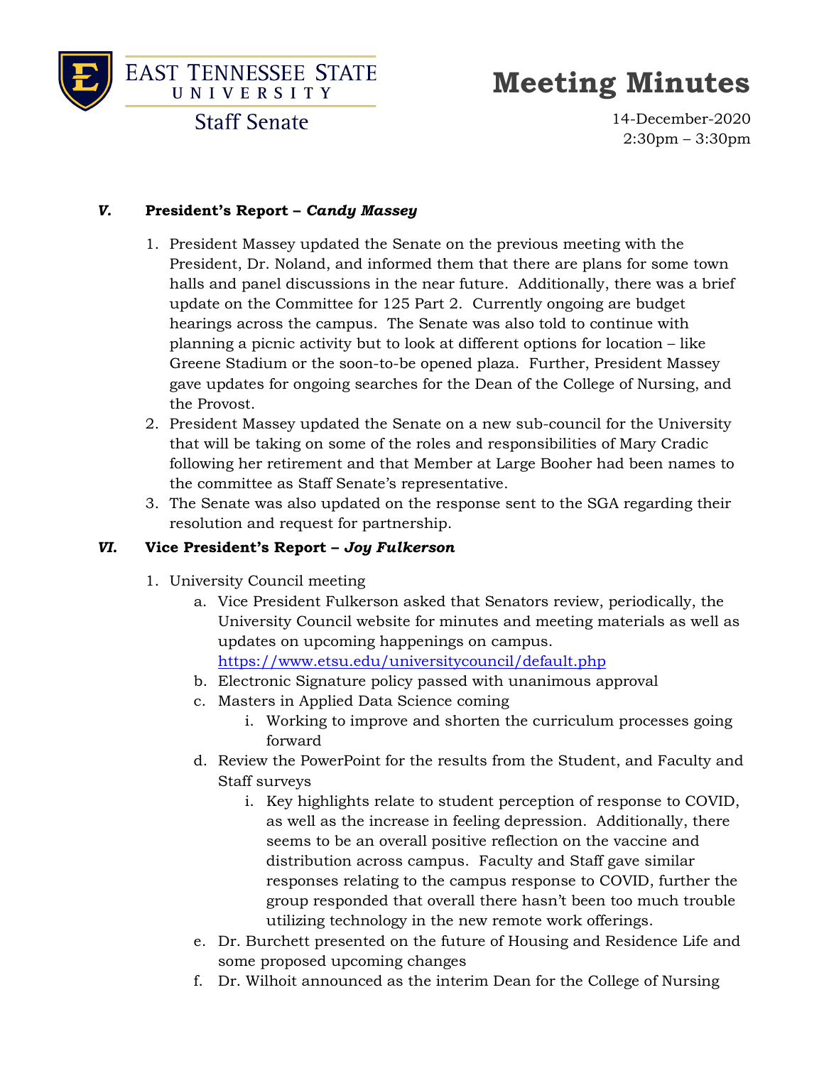# Meeting Minutes

East Tennessee State University
Staff Senate

14-December-2020
2:30pm – 3:30pm

### V. President's Report – *Candy Massey*

1. President Massey updated the Senate on the previous meeting with the President, Dr. Noland, and informed them that there are plans for some town halls and panel discussions in the near future. Additionally, there was a brief update on the Committee for 125 Part 2. Currently ongoing are budget hearings across the campus. The Senate was also told to continue with planning a picnic activity but to look at different options for location – like Greene Stadium or the soon-to-be opened plaza. Further, President Massey gave updates for ongoing searches for the Dean of the College of Nursing, and the Provost.
2. President Massey updated the Senate on a new sub-council for the University that will be taking on some of the roles and responsibilities of Mary Cradic following her retirement and that Member at Large Booher had been names to the committee as Staff Senate's representative.
3. The Senate was also updated on the response sent to the SGA regarding their resolution and request for partnership.

### VI. Vice President's Report – *Joy Fulkerson*

1. University Council meeting
   a. Vice President Fulkerson asked that Senators review, periodically, the University Council website for minutes and meeting materials as well as updates on upcoming happenings on campus. https://www.etsu.edu/universitycouncil/default.php
   b. Electronic Signature policy passed with unanimous approval
   c. Masters in Applied Data Science coming
      i. Working to improve and shorten the curriculum processes going forward
   d. Review the PowerPoint for the results from the Student, and Faculty and Staff surveys
      i. Key highlights relate to student perception of response to COVID, as well as the increase in feeling depression. Additionally, there seems to be an overall positive reflection on the vaccine and distribution across campus. Faculty and Staff gave similar responses relating to the campus response to COVID, further the group responded that overall there hasn't been too much trouble utilizing technology in the new remote work offerings.
   e. Dr. Burchett presented on the future of Housing and Residence Life and some proposed upcoming changes
   f. Dr. Wilhoit announced as the interim Dean for the College of Nursing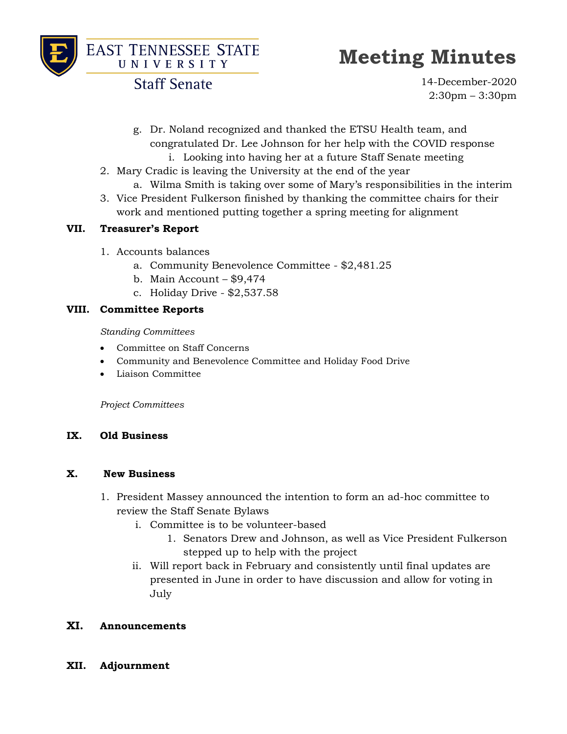g. Dr. Noland recognized and thanked the ETSU Health team, and congratulated Dr. Lee Johnson for her help with the COVID response
   i. Looking into having her at a future Staff Senate meeting

2. Mary Cradic is leaving the University at the end of the year
   a. Wilma Smith is taking over some of Mary's responsibilities in the interim
3. Vice President Fulkerson finished by thanking the committee chairs for their work and mentioned putting together a spring meeting for alignment

## VII. Treasurer's Report

1. Accounts balances
   a. Community Benevolence Committee - $2,481.25
   b. Main Account – $9,474
   c. Holiday Drive - $2,537.58

## VIII. Committee Reports

*Standing Committees*

- Committee on Staff Concerns
- Community and Benevolence Committee and Holiday Food Drive
- Liaison Committee

*Project Committees*

## IX. Old Business

## X. New Business

1. President Massey announced the intention to form an ad-hoc committee to review the Staff Senate Bylaws
   i. Committee is to be volunteer-based
      1. Senators Drew and Johnson, as well as Vice President Fulkerson stepped up to help with the project
   ii. Will report back in February and consistently until final updates are presented in June in order to have discussion and allow for voting in July

## XI. Announcements

## XII. Adjournment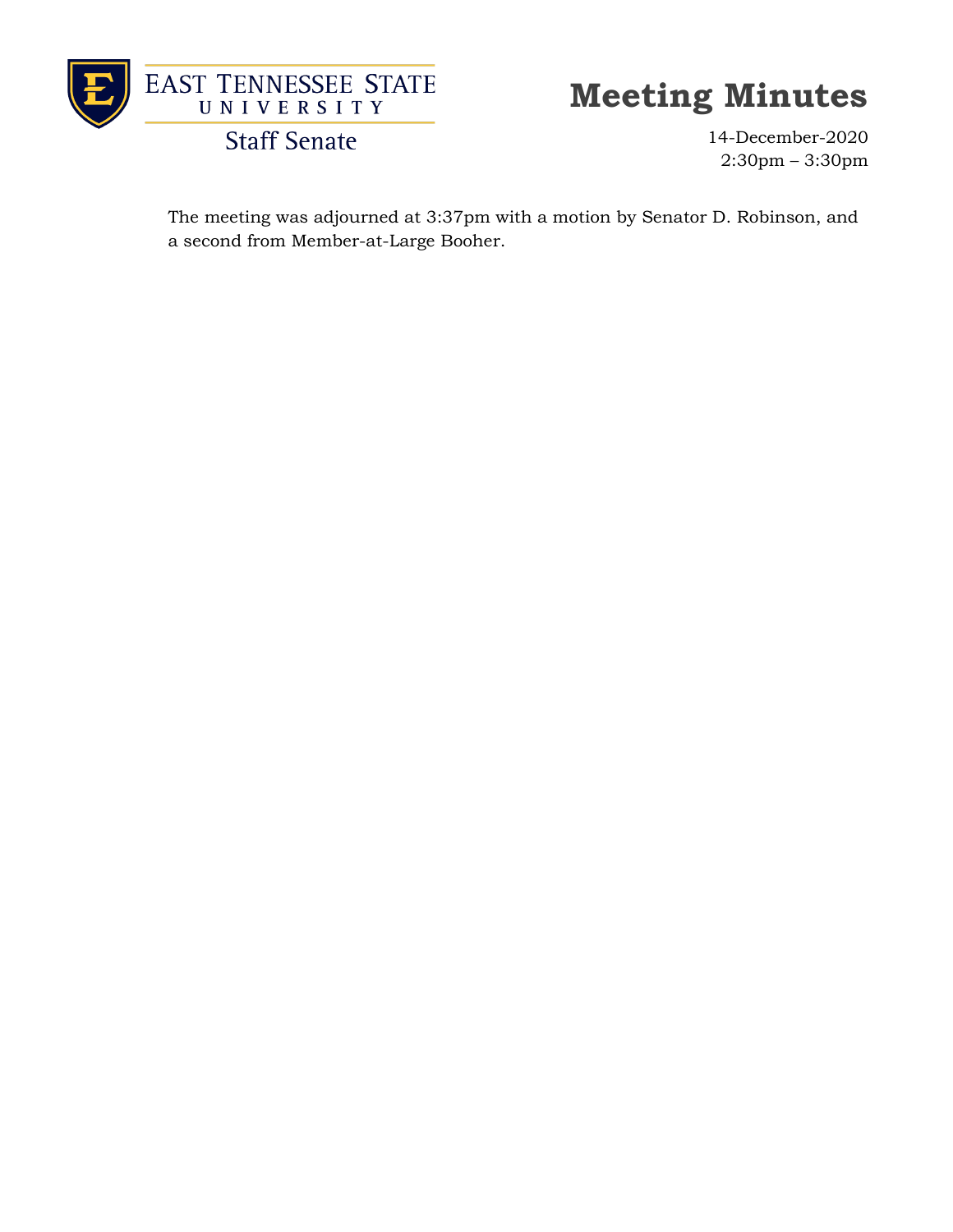The meeting was adjourned at 3:37pm with a motion by Senator D. Robinson, and a second from Member-at-Large Booher.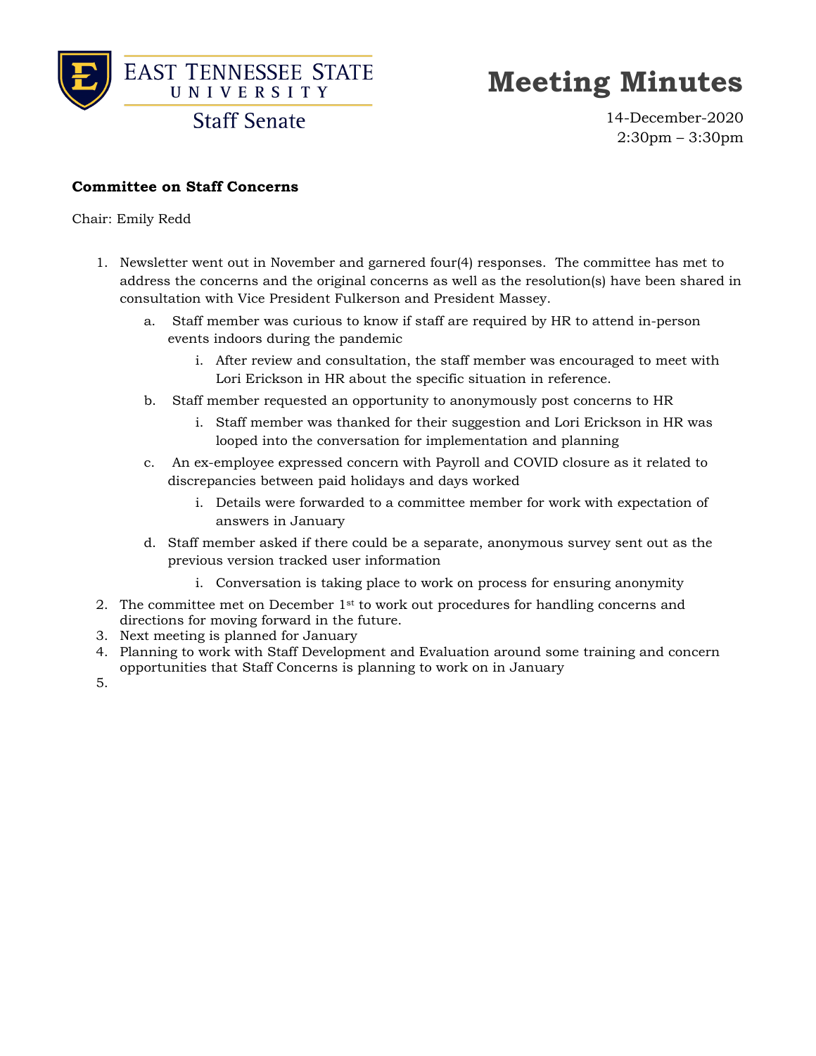East Tennessee State University
Staff Senate

# Meeting Minutes

14-December-2020
2:30pm – 3:30pm

**Committee on Staff Concerns**

Chair: Emily Redd

1. Newsletter went out in November and garnered four(4) responses. The committee has met to address the concerns and the original concerns as well as the resolution(s) have been shared in consultation with Vice President Fulkerson and President Massey.
   a. Staff member was curious to know if staff are required by HR to attend in-person events indoors during the pandemic
      i. After review and consultation, the staff member was encouraged to meet with Lori Erickson in HR about the specific situation in reference.
   b. Staff member requested an opportunity to anonymously post concerns to HR
      i. Staff member was thanked for their suggestion and Lori Erickson in HR was looped into the conversation for implementation and planning
   c. An ex-employee expressed concern with Payroll and COVID closure as it related to discrepancies between paid holidays and days worked
      i. Details were forwarded to a committee member for work with expectation of answers in January
   d. Staff member asked if there could be a separate, anonymous survey sent out as the previous version tracked user information
      i. Conversation is taking place to work on process for ensuring anonymity
2. The committee met on December 1st to work out procedures for handling concerns and directions for moving forward in the future.
3. Next meeting is planned for January
4. Planning to work with Staff Development and Evaluation around some training and concern opportunities that Staff Concerns is planning to work on in January
5.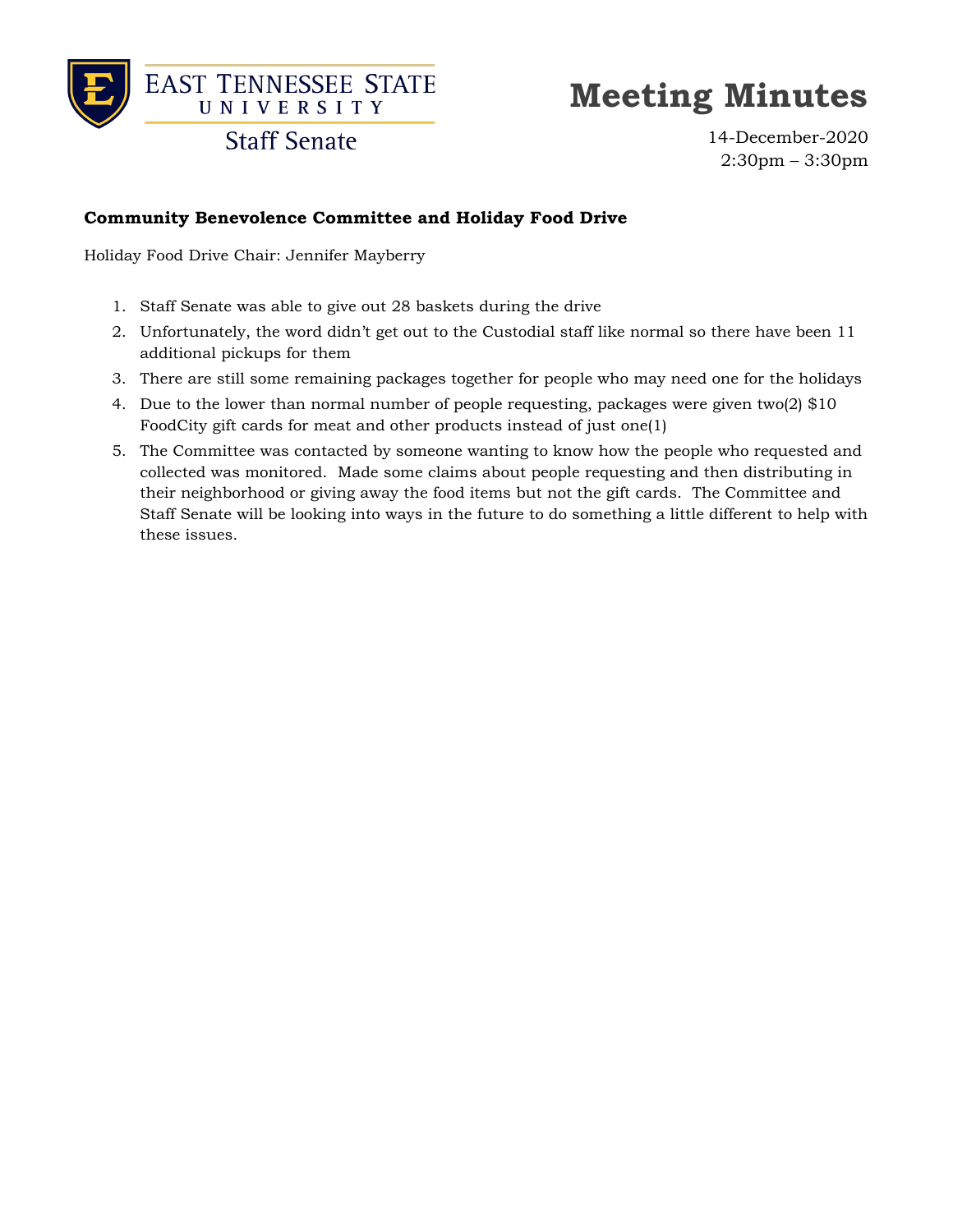# Meeting Minutes

14-December-2020
2:30pm – 3:30pm

**Community Benevolence Committee and Holiday Food Drive**

Holiday Food Drive Chair: Jennifer Mayberry

1. Staff Senate was able to give out 28 baskets during the drive
2. Unfortunately, the word didn't get out to the Custodial staff like normal so there have been 11 additional pickups for them
3. There are still some remaining packages together for people who may need one for the holidays
4. Due to the lower than normal number of people requesting, packages were given two(2) $10 FoodCity gift cards for meat and other products instead of just one(1)
5. The Committee was contacted by someone wanting to know how the people who requested and collected was monitored. Made some claims about people requesting and then distributing in their neighborhood or giving away the food items but not the gift cards. The Committee and Staff Senate will be looking into ways in the future to do something a little different to help with these issues.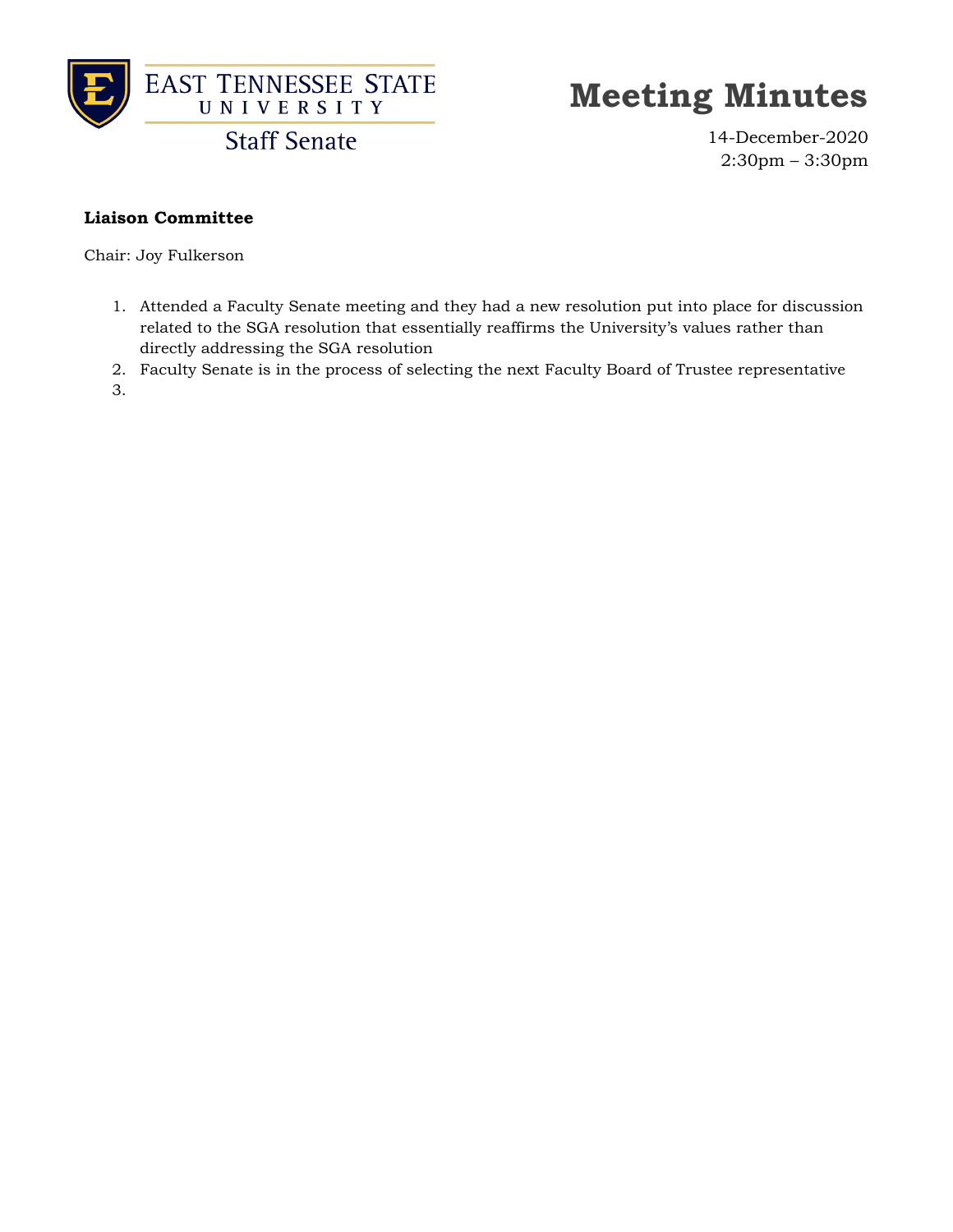# Meeting Minutes

14-December-2020
2:30pm – 3:30pm

**Liaison Committee**

Chair: Joy Fulkerson

1. Attended a Faculty Senate meeting and they had a new resolution put into place for discussion related to the SGA resolution that essentially reaffirms the University's values rather than directly addressing the SGA resolution
2. Faculty Senate is in the process of selecting the next Faculty Board of Trustee representative
3.